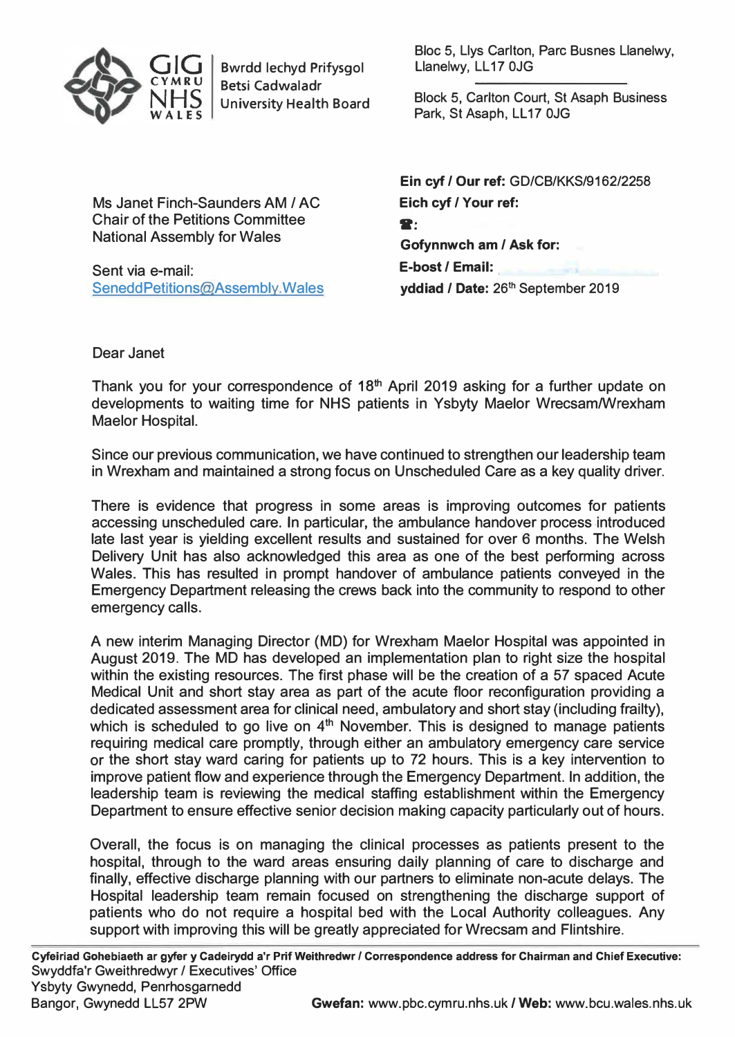GIG CYMRU NHS WALES | Bwrdd Iechyd Prifysgol Betsi Cadwaladr University Health Board

Bloc 5, Llys Carlton, Parc Busnes Llanelwy, Llanelwy, LL17 0JG

Block 5, Carlton Court, St Asaph Business Park, St Asaph, LL17 0JG

Ms Janet Finch-Saunders AM / AC
Chair of the Petitions Committee
National Assembly for Wales

Sent via e-mail:
SeneddPetitions@Assembly.Wales

**Ein cyf / Our ref:** GD/CB/KKS/9162/2258
**Eich cyf / Your ref:**
**☎:**
**Gofynnwch am / Ask for:**
**E-bost / Email:**
**yddiad / Date:** 26th September 2019

Dear Janet

Thank you for your correspondence of 18th April 2019 asking for a further update on developments to waiting time for NHS patients in Ysbyty Maelor Wrecsam/Wrexham Maelor Hospital.

Since our previous communication, we have continued to strengthen our leadership team in Wrexham and maintained a strong focus on Unscheduled Care as a key quality driver.

There is evidence that progress in some areas is improving outcomes for patients accessing unscheduled care. In particular, the ambulance handover process introduced late last year is yielding excellent results and sustained for over 6 months. The Welsh Delivery Unit has also acknowledged this area as one of the best performing across Wales. This has resulted in prompt handover of ambulance patients conveyed in the Emergency Department releasing the crews back into the community to respond to other emergency calls.

A new interim Managing Director (MD) for Wrexham Maelor Hospital was appointed in August 2019. The MD has developed an implementation plan to right size the hospital within the existing resources. The first phase will be the creation of a 57 spaced Acute Medical Unit and short stay area as part of the acute floor reconfiguration providing a dedicated assessment area for clinical need, ambulatory and short stay (including frailty), which is scheduled to go live on 4th November. This is designed to manage patients requiring medical care promptly, through either an ambulatory emergency care service or the short stay ward caring for patients up to 72 hours. This is a key intervention to improve patient flow and experience through the Emergency Department. In addition, the leadership team is reviewing the medical staffing establishment within the Emergency Department to ensure effective senior decision making capacity particularly out of hours.

Overall, the focus is on managing the clinical processes as patients present to the hospital, through to the ward areas ensuring daily planning of care to discharge and finally, effective discharge planning with our partners to eliminate non-acute delays. The Hospital leadership team remain focused on strengthening the discharge support of patients who do not require a hospital bed with the Local Authority colleagues. Any support with improving this will be greatly appreciated for Wrecsam and Flintshire.

**Cyfeiriad Gohebiaeth ar gyfer y Cadeirydd a'r Prif Weithredwr / Correspondence address for Chairman and Chief Executive:**
Swyddfa'r Gweithredwyr / Executives' Office
Ysbyty Gwynedd, Penrhosgarnedd
Bangor, Gwynedd LL57 2PW

**Gwefan:** www.pbc.cymru.nhs.uk / **Web:** www.bcu.wales.nhs.uk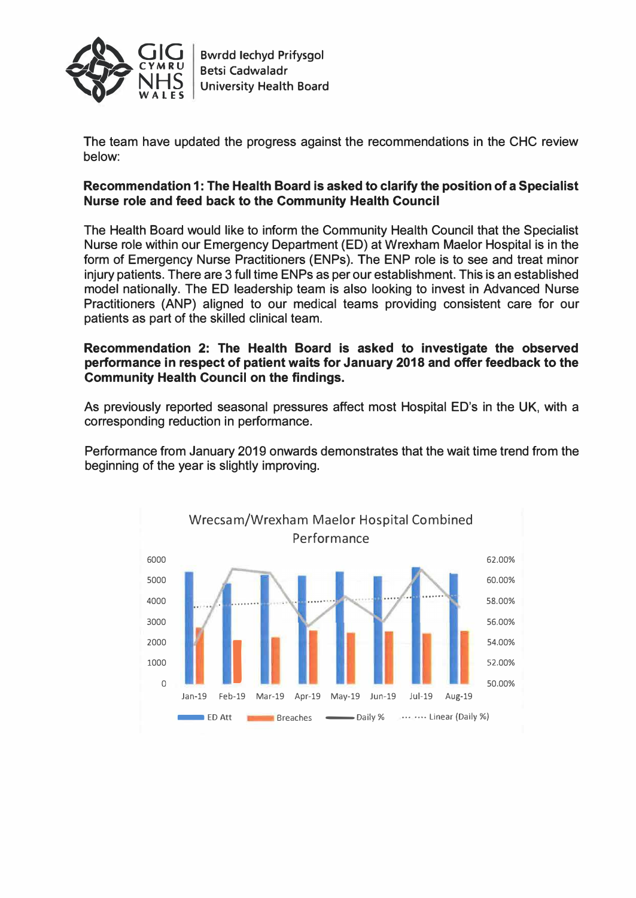The team have updated the progress against the recommendations in the CHC review below:

**Recommendation 1: The Health Board is asked to clarify the position of a Specialist Nurse role and feed back to the Community Health Council**

The Health Board would like to inform the Community Health Council that the Specialist Nurse role within our Emergency Department (ED) at Wrexham Maelor Hospital is in the form of Emergency Nurse Practitioners (ENPs). The ENP role is to see and treat minor injury patients. There are 3 full time ENPs as per our establishment. This is an established model nationally. The ED leadership team is also looking to invest in Advanced Nurse Practitioners (ANP) aligned to our medical teams providing consistent care for our patients as part of the skilled clinical team.

**Recommendation 2: The Health Board is asked to investigate the observed performance in respect of patient waits for January 2018 and offer feedback to the Community Health Council on the findings.**

As previously reported seasonal pressures affect most Hospital ED's in the UK, with a corresponding reduction in performance.

Performance from January 2019 onwards demonstrates that the wait time trend from the beginning of the year is slightly improving.

Wrecsam/Wrexham Maelor Hospital Combined Performance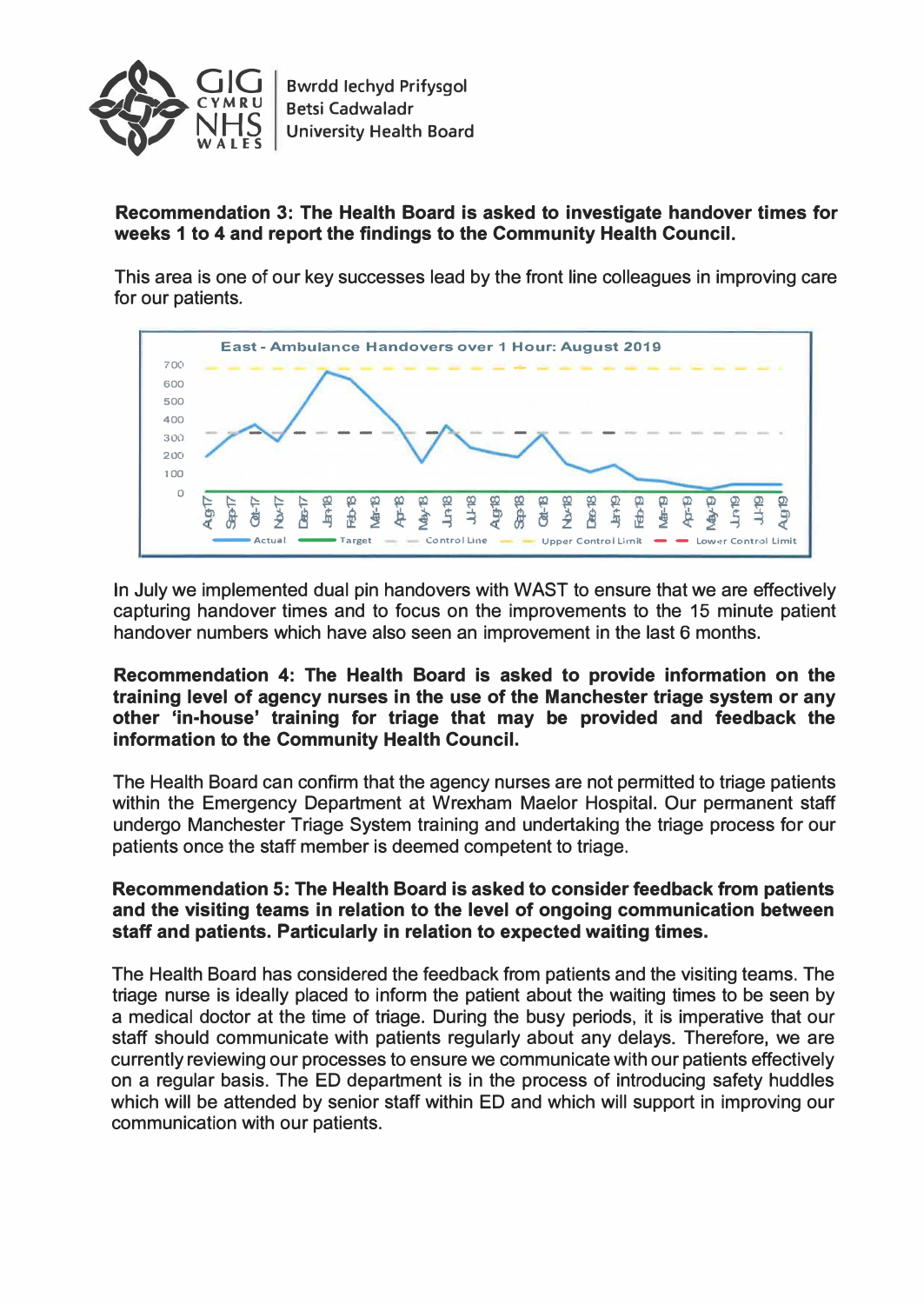**Recommendation 3: The Health Board is asked to investigate handover times for weeks 1 to 4 and report the findings to the Community Health Council.**

This area is one of our key successes lead by the front line colleagues in improving care for our patients.

In July we implemented dual pin handovers with WAST to ensure that we are effectively capturing handover times and to focus on the improvements to the 15 minute patient handover numbers which have also seen an improvement in the last 6 months.

**Recommendation 4: The Health Board is asked to provide information on the training level of agency nurses in the use of the Manchester triage system or any other 'in-house' training for triage that may be provided and feedback the information to the Community Health Council.**

The Health Board can confirm that the agency nurses are not permitted to triage patients within the Emergency Department at Wrexham Maelor Hospital. Our permanent staff undergo Manchester Triage System training and undertaking the triage process for our patients once the staff member is deemed competent to triage.

**Recommendation 5: The Health Board is asked to consider feedback from patients and the visiting teams in relation to the level of ongoing communication between staff and patients. Particularly in relation to expected waiting times.**

The Health Board has considered the feedback from patients and the visiting teams. The triage nurse is ideally placed to inform the patient about the waiting times to be seen by a medical doctor at the time of triage. During the busy periods, it is imperative that our staff should communicate with patients regularly about any delays. Therefore, we are currently reviewing our processes to ensure we communicate with our patients effectively on a regular basis. The ED department is in the process of introducing safety huddles which will be attended by senior staff within ED and which will support in improving our communication with our patients.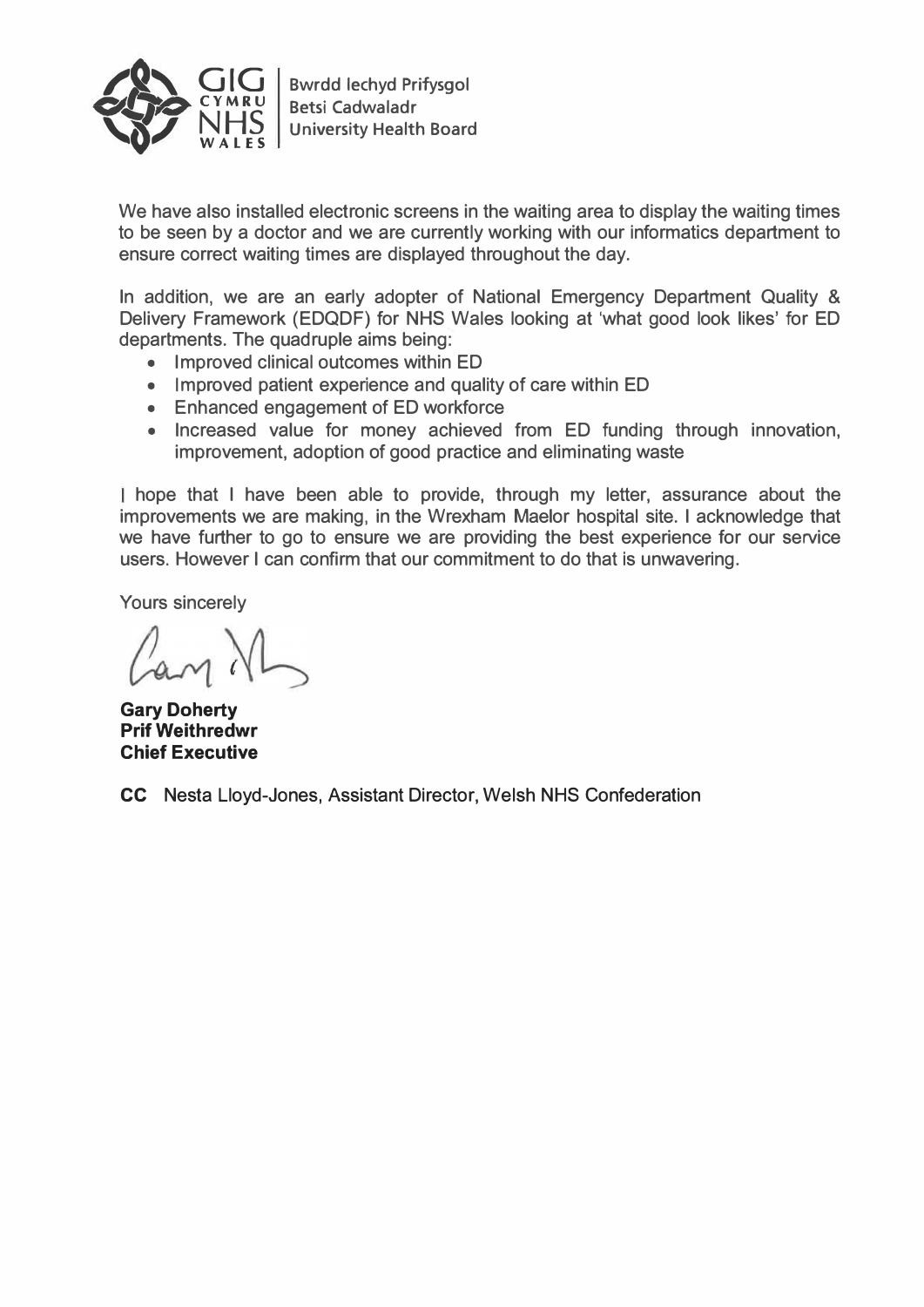We have also installed electronic screens in the waiting area to display the waiting times to be seen by a doctor and we are currently working with our informatics department to ensure correct waiting times are displayed throughout the day.

In addition, we are an early adopter of National Emergency Department Quality & Delivery Framework (EDQDF) for NHS Wales looking at 'what good look likes' for ED departments. The quadruple aims being:

- Improved clinical outcomes within ED
- Improved patient experience and quality of care within ED
- Enhanced engagement of ED workforce
- Increased value for money achieved from ED funding through innovation, improvement, adoption of good practice and eliminating waste

I hope that I have been able to provide, through my letter, assurance about the improvements we are making, in the Wrexham Maelor hospital site. I acknowledge that we have further to go to ensure we are providing the best experience for our service users. However I can confirm that our commitment to do that is unwavering.

Yours sincerely

**Gary Doherty**
**Prif Weithredwr**
**Chief Executive**

**CC** Nesta Lloyd-Jones, Assistant Director, Welsh NHS Confederation